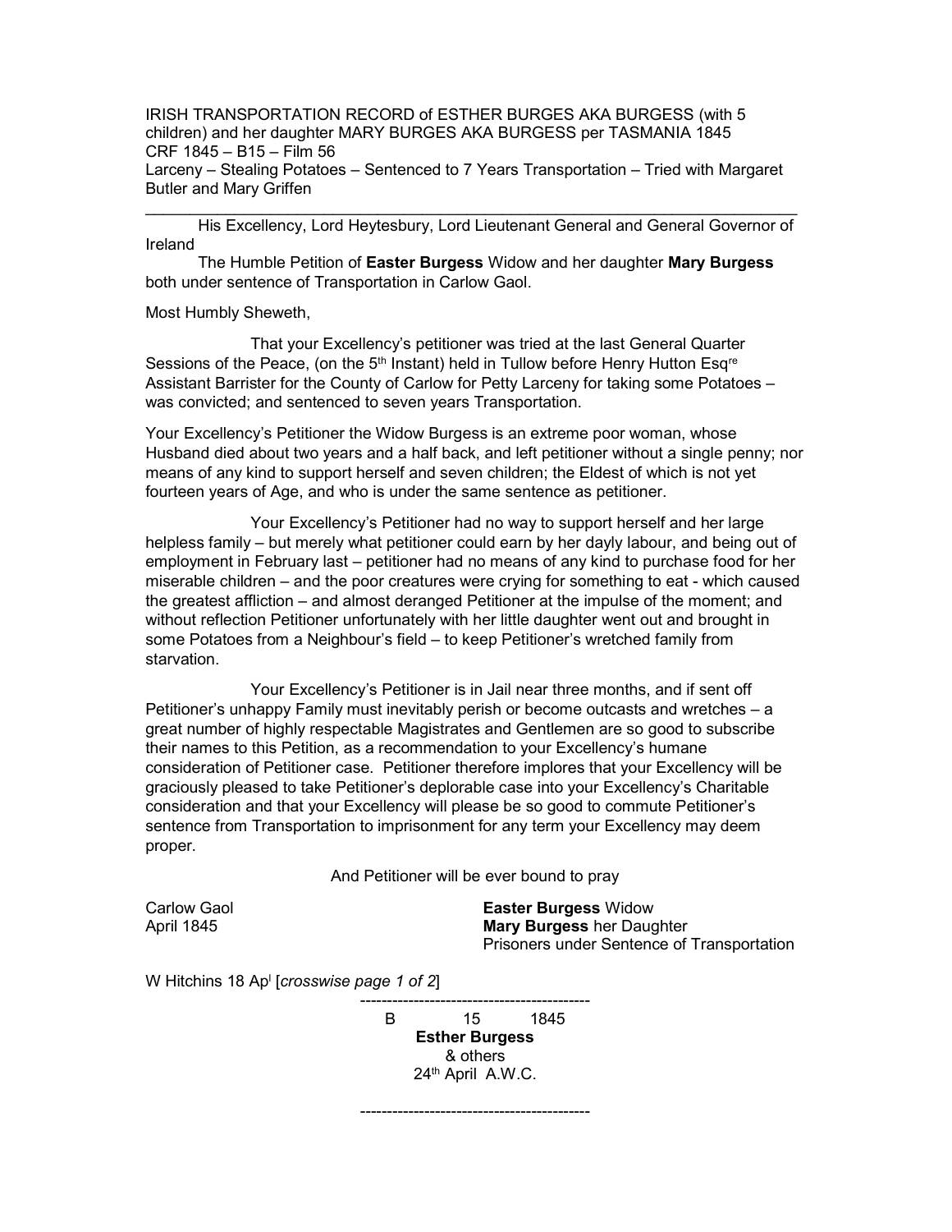IRISH TRANSPORTATION RECORD of ESTHER BURGES AKA BURGESS (with 5 children) and her daughter MARY BURGES AKA BURGESS per TASMANIA 1845
CRF 1845 – B15 – Film 56
Larceny – Stealing Potatoes – Sentenced to 7 Years Transportation – Tried with Margaret Butler and Mary Griffen

---

His Excellency, Lord Heytesbury, Lord Lieutenant General and General Governor of Ireland

The Humble Petition of **Easter Burgess** Widow and her daughter **Mary Burgess** both under sentence of Transportation in Carlow Gaol.

Most Humbly Sheweth,

That your Excellency's petitioner was tried at the last General Quarter Sessions of the Peace, (on the 5th Instant) held in Tullow before Henry Hutton Esqre Assistant Barrister for the County of Carlow for Petty Larceny for taking some Potatoes – was convicted; and sentenced to seven years Transportation.

Your Excellency's Petitioner the Widow Burgess is an extreme poor woman, whose Husband died about two years and a half back, and left petitioner without a single penny; nor means of any kind to support herself and seven children; the Eldest of which is not yet fourteen years of Age, and who is under the same sentence as petitioner.

Your Excellency's Petitioner had no way to support herself and her large helpless family – but merely what petitioner could earn by her dayly labour, and being out of employment in February last – petitioner had no means of any kind to purchase food for her miserable children – and the poor creatures were crying for something to eat - which caused the greatest affliction – and almost deranged Petitioner at the impulse of the moment; and without reflection Petitioner unfortunately with her little daughter went out and brought in some Potatoes from a Neighbour's field – to keep Petitioner's wretched family from starvation.

Your Excellency's Petitioner is in Jail near three months, and if sent off Petitioner's unhappy Family must inevitably perish or become outcasts and wretches – a great number of highly respectable Magistrates and Gentlemen are so good to subscribe their names to this Petition, as a recommendation to your Excellency's humane consideration of Petitioner case. Petitioner therefore implores that your Excellency will be graciously pleased to take Petitioner's deplorable case into your Excellency's Charitable consideration and that your Excellency will please be so good to commute Petitioner's sentence from Transportation to imprisonment for any term your Excellency may deem proper.

And Petitioner will be ever bound to pray

Carlow Gaol
April 1845

**Easter Burgess** Widow
**Mary Burgess** her Daughter
Prisoners under Sentence of Transportation

W Hitchins 18 Apl [*crosswise page 1 of 2*]

---

B 15 1845
**Esther Burgess**
& others
24th April A.W.C.

---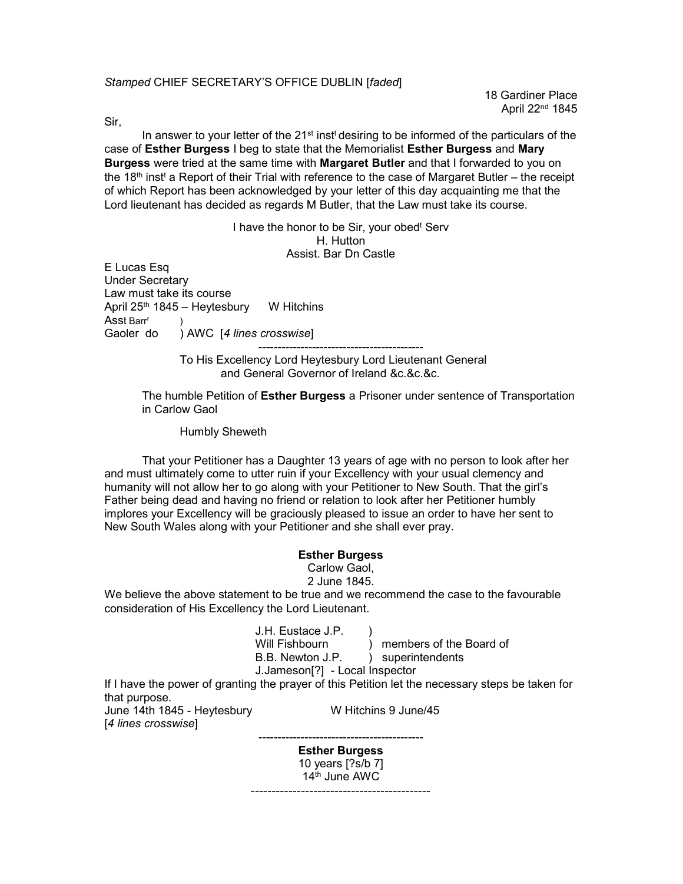*Stamped* CHIEF SECRETARY'S OFFICE DUBLIN [*faded*]

18 Gardiner Place
April 22nd 1845

Sir,

In answer to your letter of the 21st inst desiring to be informed of the particulars of the case of **Esther Burgess** I beg to state that the Memorialist **Esther Burgess** and **Mary Burgess** were tried at the same time with **Margaret Butler** and that I forwarded to you on the 18th inst a Report of their Trial with reference to the case of Margaret Butler – the receipt of which Report has been acknowledged by your letter of this day acquainting me that the Lord lieutenant has decided as regards M Butler, that the Law must take its course.

I have the honor to be Sir, your obedt Serv
H. Hutton
Assist. Bar Dn Castle

E Lucas Esq
Under Secretary
Law must take its course
April 25th 1845 – Heytesbury W Hitchins
Asst Barrr )
Gaoler do ) AWC [*4 lines crosswise*]

---

To His Excellency Lord Heytesbury Lord Lieutenant General and General Governor of Ireland &c.&c.&c.

The humble Petition of **Esther Burgess** a Prisoner under sentence of Transportation in Carlow Gaol

Humbly Sheweth

That your Petitioner has a Daughter 13 years of age with no person to look after her and must ultimately come to utter ruin if your Excellency with your usual clemency and humanity will not allow her to go along with your Petitioner to New South. That the girl's Father being dead and having no friend or relation to look after her Petitioner humbly implores your Excellency will be graciously pleased to issue an order to have her sent to New South Wales along with your Petitioner and she shall ever pray.

**Esther Burgess**
Carlow Gaol,
2 June 1845.

We believe the above statement to be true and we recommend the case to the favourable consideration of His Excellency the Lord Lieutenant.

J.H. Eustace J.P. )
Will Fishbourn ) members of the Board of
B.B. Newton J.P. ) superintendents
J.Jameson[?] - Local Inspector

If I have the power of granting the prayer of this Petition let the necessary steps be taken for that purpose.
June 14th 1845 - Heytesbury W Hitchins 9 June/45
[*4 lines crosswise*]

---

**Esther Burgess**
10 years [?s/b 7]
14th June AWC

---